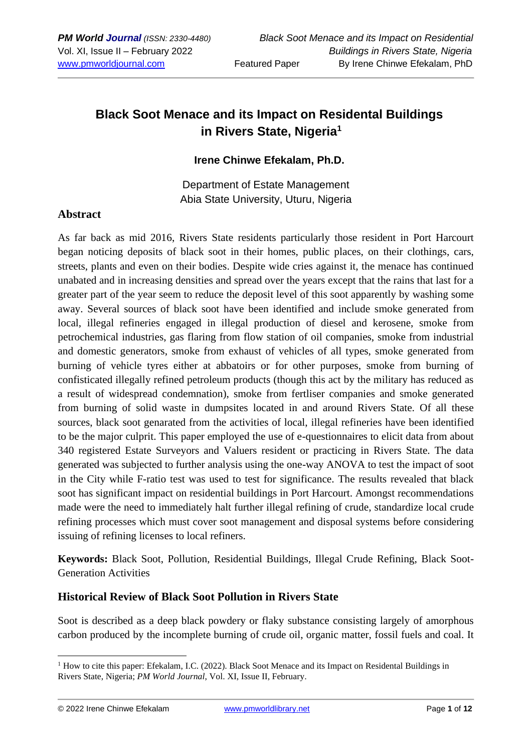# Black Soot Menace and its Impact on Residental Buildings in Rivers State, Nigeria[1]

**Irene Chinwe Efekalam, Ph.D.**

Department of Estate Management
Abia State University, Uturu, Nigeria

## Abstract

As far back as mid 2016, Rivers State residents particularly those resident in Port Harcourt began noticing deposits of black soot in their homes, public places, on their clothings, cars, streets, plants and even on their bodies. Despite wide cries against it, the menace has continued unabated and in increasing densities and spread over the years except that the rains that last for a greater part of the year seem to reduce the deposit level of this soot apparently by washing some away. Several sources of black soot have been identified and include smoke generated from local, illegal refineries engaged in illegal production of diesel and kerosene, smoke from petrochemical industries, gas flaring from flow station of oil companies, smoke from industrial and domestic generators, smoke from exhaust of vehicles of all types, smoke generated from burning of vehicle tyres either at abbatoirs or for other purposes, smoke from burning of confisticated illegally refined petroleum products (though this act by the military has reduced as a result of widespread condemnation), smoke from fertliser companies and smoke generated from burning of solid waste in dumpsites located in and around Rivers State. Of all these sources, black soot genarated from the activities of local, illegal refineries have been identified to be the major culprit. This paper employed the use of e-questionnaires to elicit data from about 340 registered Estate Surveyors and Valuers resident or practicing in Rivers State. The data generated was subjected to further analysis using the one-way ANOVA to test the impact of soot in the City while F-ratio test was used to test for significance. The results revealed that black soot has significant impact on residential buildings in Port Harcourt. Amongst recommendations made were the need to immediately halt further illegal refining of crude, standardize local crude refining processes which must cover soot management and disposal systems before considering issuing of refining licenses to local refiners.

**Keywords:** Black Soot, Pollution, Residential Buildings, Illegal Crude Refining, Black Soot-Generation Activities

## Historical Review of Black Soot Pollution in Rivers State

Soot is described as a deep black powdery or flaky substance consisting largely of amorphous carbon produced by the incomplete burning of crude oil, organic matter, fossil fuels and coal. It

---

[1] How to cite this paper: Efekalam, I.C. (2022). Black Soot Menace and its Impact on Residental Buildings in Rivers State, Nigeria; *PM World Journal*, Vol. XI, Issue II, February.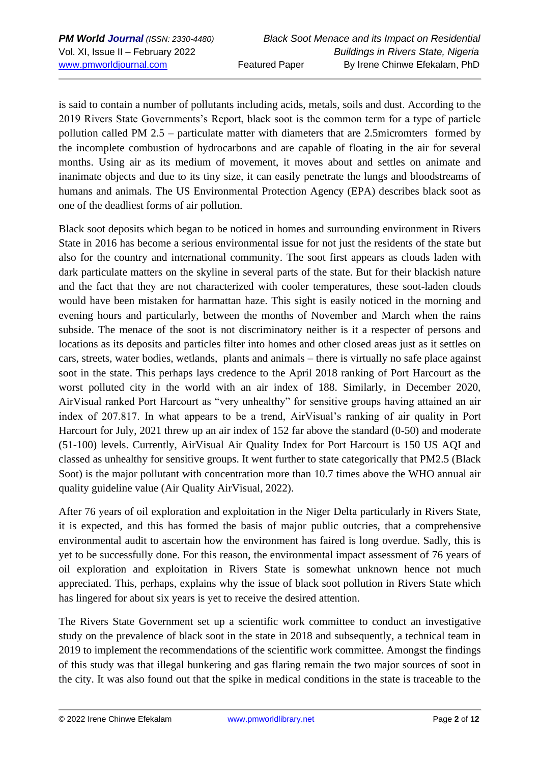is said to contain a number of pollutants including acids, metals, soils and dust. According to the 2019 Rivers State Governments's Report, black soot is the common term for a type of particle pollution called PM 2.5 – particulate matter with diameters that are 2.5micromters formed by the incomplete combustion of hydrocarbons and are capable of floating in the air for several months. Using air as its medium of movement, it moves about and settles on animate and inanimate objects and due to its tiny size, it can easily penetrate the lungs and bloodstreams of humans and animals. The US Environmental Protection Agency (EPA) describes black soot as one of the deadliest forms of air pollution.

Black soot deposits which began to be noticed in homes and surrounding environment in Rivers State in 2016 has become a serious environmental issue for not just the residents of the state but also for the country and international community. The soot first appears as clouds laden with dark particulate matters on the skyline in several parts of the state. But for their blackish nature and the fact that they are not characterized with cooler temperatures, these soot-laden clouds would have been mistaken for harmattan haze. This sight is easily noticed in the morning and evening hours and particularly, between the months of November and March when the rains subside. The menace of the soot is not discriminatory neither is it a respecter of persons and locations as its deposits and particles filter into homes and other closed areas just as it settles on cars, streets, water bodies, wetlands, plants and animals – there is virtually no safe place against soot in the state. This perhaps lays credence to the April 2018 ranking of Port Harcourt as the worst polluted city in the world with an air index of 188. Similarly, in December 2020, AirVisual ranked Port Harcourt as "very unhealthy" for sensitive groups having attained an air index of 207.817. In what appears to be a trend, AirVisual's ranking of air quality in Port Harcourt for July, 2021 threw up an air index of 152 far above the standard (0-50) and moderate (51-100) levels. Currently, AirVisual Air Quality Index for Port Harcourt is 150 US AQI and classed as unhealthy for sensitive groups. It went further to state categorically that PM2.5 (Black Soot) is the major pollutant with concentration more than 10.7 times above the WHO annual air quality guideline value (Air Quality AirVisual, 2022).

After 76 years of oil exploration and exploitation in the Niger Delta particularly in Rivers State, it is expected, and this has formed the basis of major public outcries, that a comprehensive environmental audit to ascertain how the environment has faired is long overdue. Sadly, this is yet to be successfully done. For this reason, the environmental impact assessment of 76 years of oil exploration and exploitation in Rivers State is somewhat unknown hence not much appreciated. This, perhaps, explains why the issue of black soot pollution in Rivers State which has lingered for about six years is yet to receive the desired attention.

The Rivers State Government set up a scientific work committee to conduct an investigative study on the prevalence of black soot in the state in 2018 and subsequently, a technical team in 2019 to implement the recommendations of the scientific work committee. Amongst the findings of this study was that illegal bunkering and gas flaring remain the two major sources of soot in the city. It was also found out that the spike in medical conditions in the state is traceable to the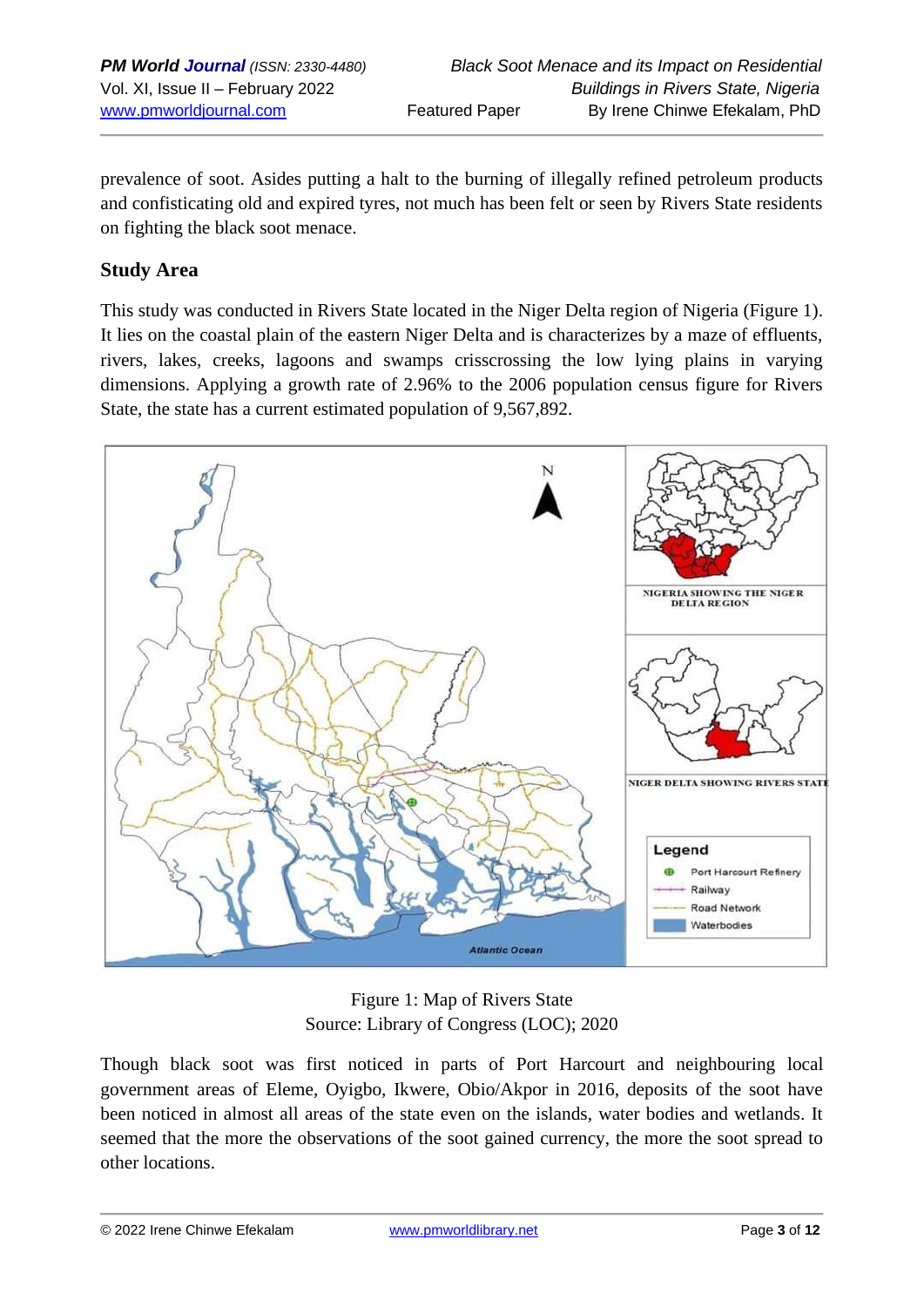prevalence of soot. Asides putting a halt to the burning of illegally refined petroleum products and confisticating old and expired tyres, not much has been felt or seen by Rivers State residents on fighting the black soot menace.

## Study Area

This study was conducted in Rivers State located in the Niger Delta region of Nigeria (Figure 1). It lies on the coastal plain of the eastern Niger Delta and is characterizes by a maze of effluents, rivers, lakes, creeks, lagoons and swamps crisscrossing the low lying plains in varying dimensions. Applying a growth rate of 2.96% to the 2006 population census figure for Rivers State, the state has a current estimated population of 9,567,892.

Figure 1: Map of Rivers State
Source: Library of Congress (LOC); 2020

Though black soot was first noticed in parts of Port Harcourt and neighbouring local government areas of Eleme, Oyigbo, Ikwere, Obio/Akpor in 2016, deposits of the soot have been noticed in almost all areas of the state even on the islands, water bodies and wetlands. It seemed that the more the observations of the soot gained currency, the more the soot spread to other locations.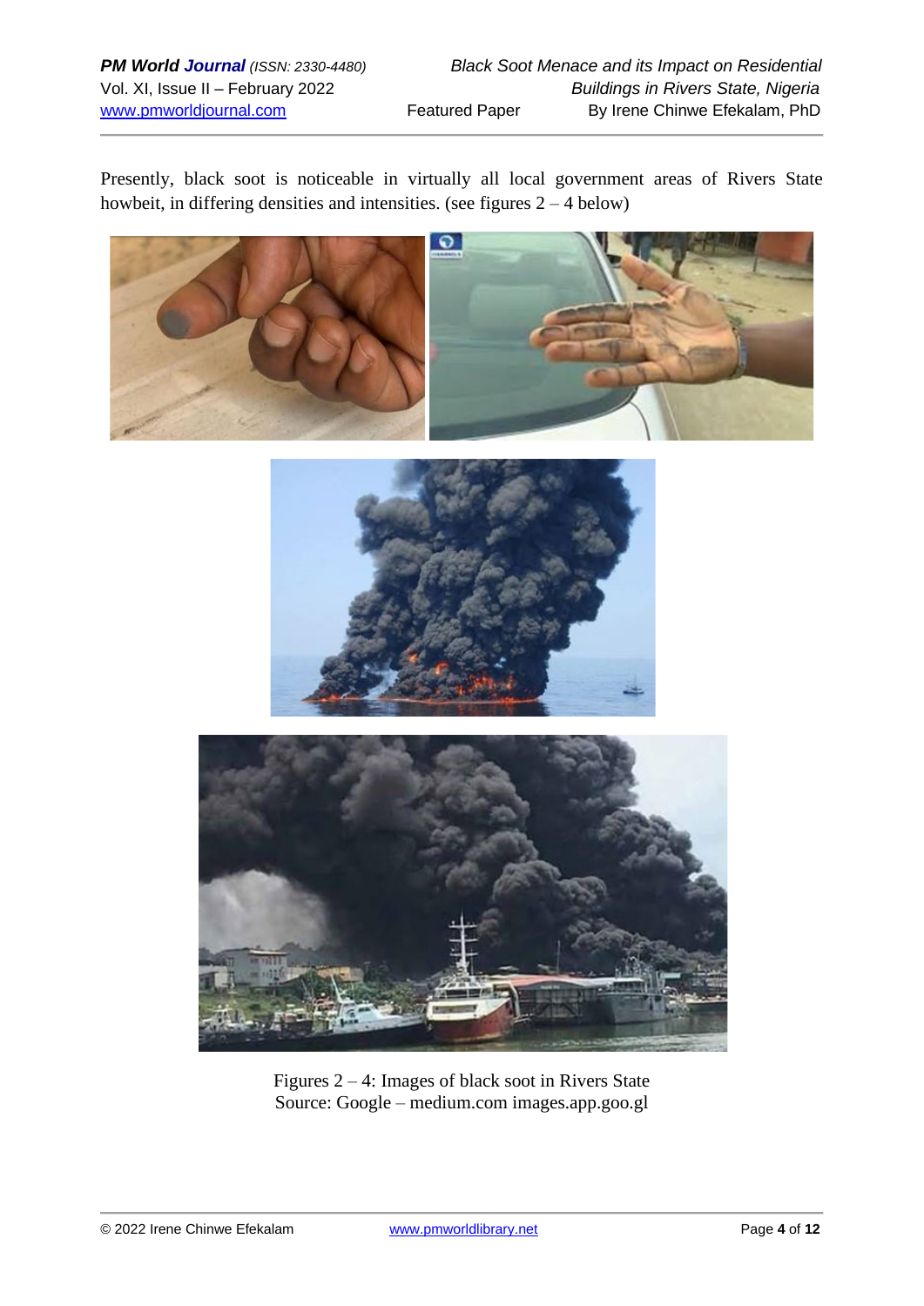Presently, black soot is noticeable in virtually all local government areas of Rivers State howbeit, in differing densities and intensities. (see figures 2 – 4 below)

Figures 2 – 4: Images of black soot in Rivers State
Source: Google – medium.com images.app.goo.gl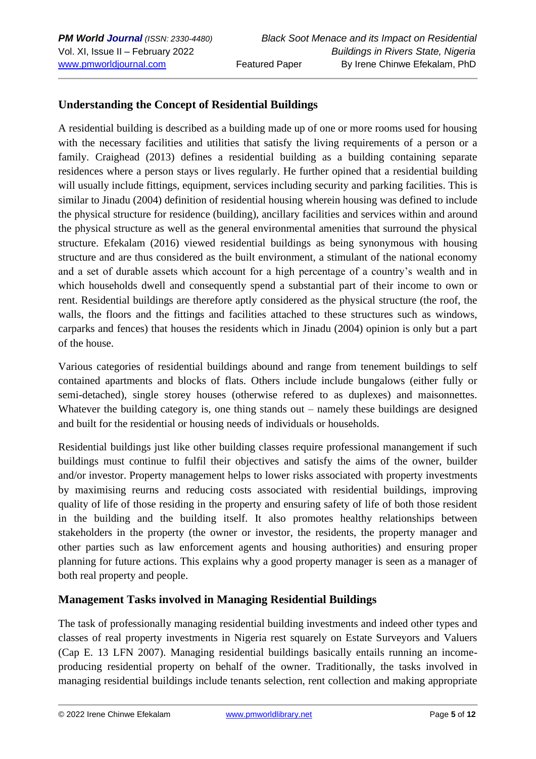## Understanding the Concept of Residential Buildings

A residential building is described as a building made up of one or more rooms used for housing with the necessary facilities and utilities that satisfy the living requirements of a person or a family. Craighead (2013) defines a residential building as a building containing separate residences where a person stays or lives regularly. He further opined that a residential building will usually include fittings, equipment, services including security and parking facilities. This is similar to Jinadu (2004) definition of residential housing wherein housing was defined to include the physical structure for residence (building), ancillary facilities and services within and around the physical structure as well as the general environmental amenities that surround the physical structure. Efekalam (2016) viewed residential buildings as being synonymous with housing structure and are thus considered as the built environment, a stimulant of the national economy and a set of durable assets which account for a high percentage of a country's wealth and in which households dwell and consequently spend a substantial part of their income to own or rent. Residential buildings are therefore aptly considered as the physical structure (the roof, the walls, the floors and the fittings and facilities attached to these structures such as windows, carparks and fences) that houses the residents which in Jinadu (2004) opinion is only but a part of the house.

Various categories of residential buildings abound and range from tenement buildings to self contained apartments and blocks of flats. Others include include bungalows (either fully or semi-detached), single storey houses (otherwise refered to as duplexes) and maisonnettes. Whatever the building category is, one thing stands out – namely these buildings are designed and built for the residential or housing needs of individuals or households.

Residential buildings just like other building classes require professional manangement if such buildings must continue to fulfil their objectives and satisfy the aims of the owner, builder and/or investor. Property management helps to lower risks associated with property investments by maximising reurns and reducing costs associated with residential buildings, improving quality of life of those residing in the property and ensuring safety of life of both those resident in the building and the building itself. It also promotes healthy relationships between stakeholders in the property (the owner or investor, the residents, the property manager and other parties such as law enforcement agents and housing authorities) and ensuring proper planning for future actions. This explains why a good property manager is seen as a manager of both real property and people.

## Management Tasks involved in Managing Residential Buildings

The task of professionally managing residential building investments and indeed other types and classes of real property investments in Nigeria rest squarely on Estate Surveyors and Valuers (Cap E. 13 LFN 2007). Managing residential buildings basically entails running an income-producing residential property on behalf of the owner. Traditionally, the tasks involved in managing residential buildings include tenants selection, rent collection and making appropriate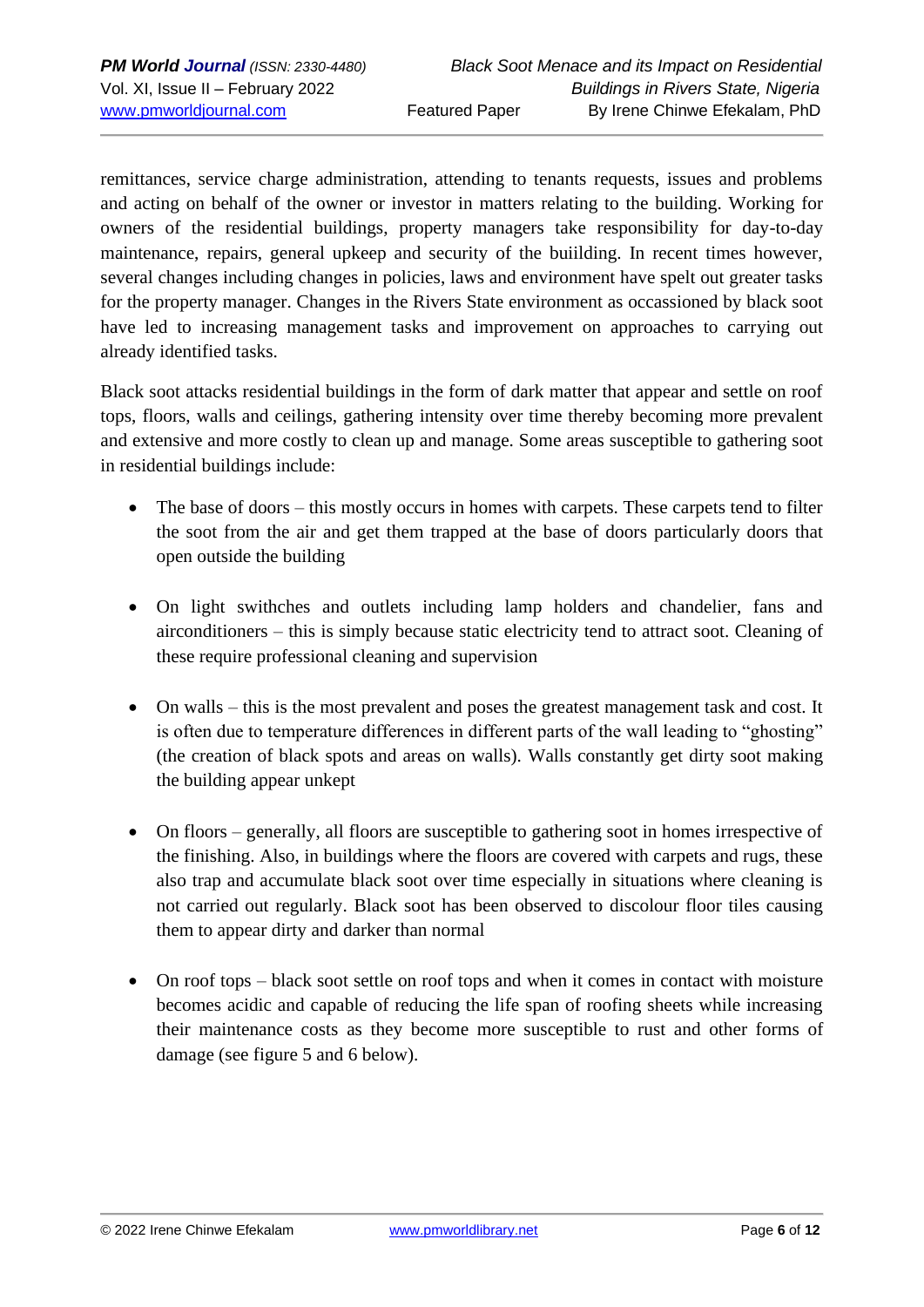remittances, service charge administration, attending to tenants requests, issues and problems and acting on behalf of the owner or investor in matters relating to the building. Working for owners of the residential buildings, property managers take responsibility for day-to-day maintenance, repairs, general upkeep and security of the buiilding. In recent times however, several changes including changes in policies, laws and environment have spelt out greater tasks for the property manager. Changes in the Rivers State environment as occassioned by black soot have led to increasing management tasks and improvement on approaches to carrying out already identified tasks.

Black soot attacks residential buildings in the form of dark matter that appear and settle on roof tops, floors, walls and ceilings, gathering intensity over time thereby becoming more prevalent and extensive and more costly to clean up and manage. Some areas susceptible to gathering soot in residential buildings include:

- The base of doors – this mostly occurs in homes with carpets. These carpets tend to filter the soot from the air and get them trapped at the base of doors particularly doors that open outside the building

- On light swithches and outlets including lamp holders and chandelier, fans and airconditioners – this is simply because static electricity tend to attract soot. Cleaning of these require professional cleaning and supervision

- On walls – this is the most prevalent and poses the greatest management task and cost. It is often due to temperature differences in different parts of the wall leading to "ghosting" (the creation of black spots and areas on walls). Walls constantly get dirty soot making the building appear unkept

- On floors – generally, all floors are susceptible to gathering soot in homes irrespective of the finishing. Also, in buildings where the floors are covered with carpets and rugs, these also trap and accumulate black soot over time especially in situations where cleaning is not carried out regularly. Black soot has been observed to discolour floor tiles causing them to appear dirty and darker than normal

- On roof tops – black soot settle on roof tops and when it comes in contact with moisture becomes acidic and capable of reducing the life span of roofing sheets while increasing their maintenance costs as they become more susceptible to rust and other forms of damage (see figure 5 and 6 below).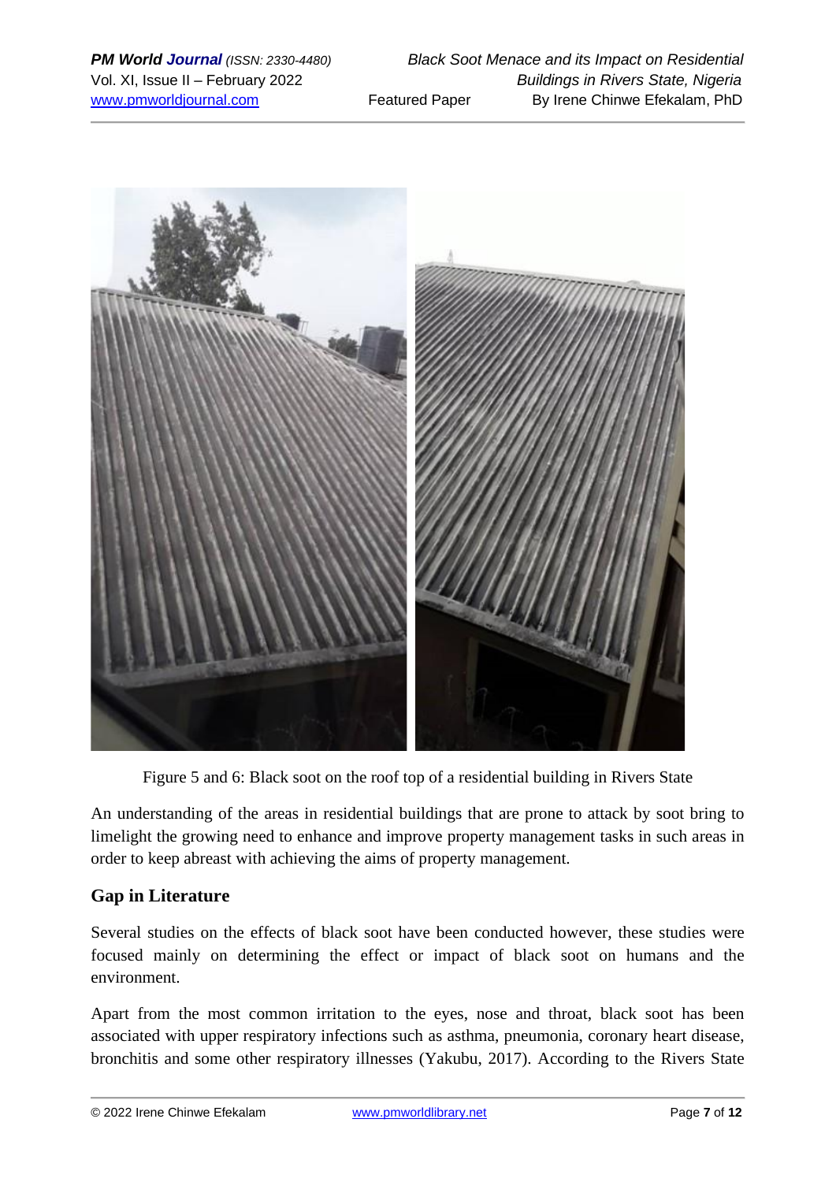Figure 5 and 6: Black soot on the roof top of a residential building in Rivers State

An understanding of the areas in residential buildings that are prone to attack by soot bring to limelight the growing need to enhance and improve property management tasks in such areas in order to keep abreast with achieving the aims of property management.

## Gap in Literature

Several studies on the effects of black soot have been conducted however, these studies were focused mainly on determining the effect or impact of black soot on humans and the environment.

Apart from the most common irritation to the eyes, nose and throat, black soot has been associated with upper respiratory infections such as asthma, pneumonia, coronary heart disease, bronchitis and some other respiratory illnesses (Yakubu, 2017). According to the Rivers State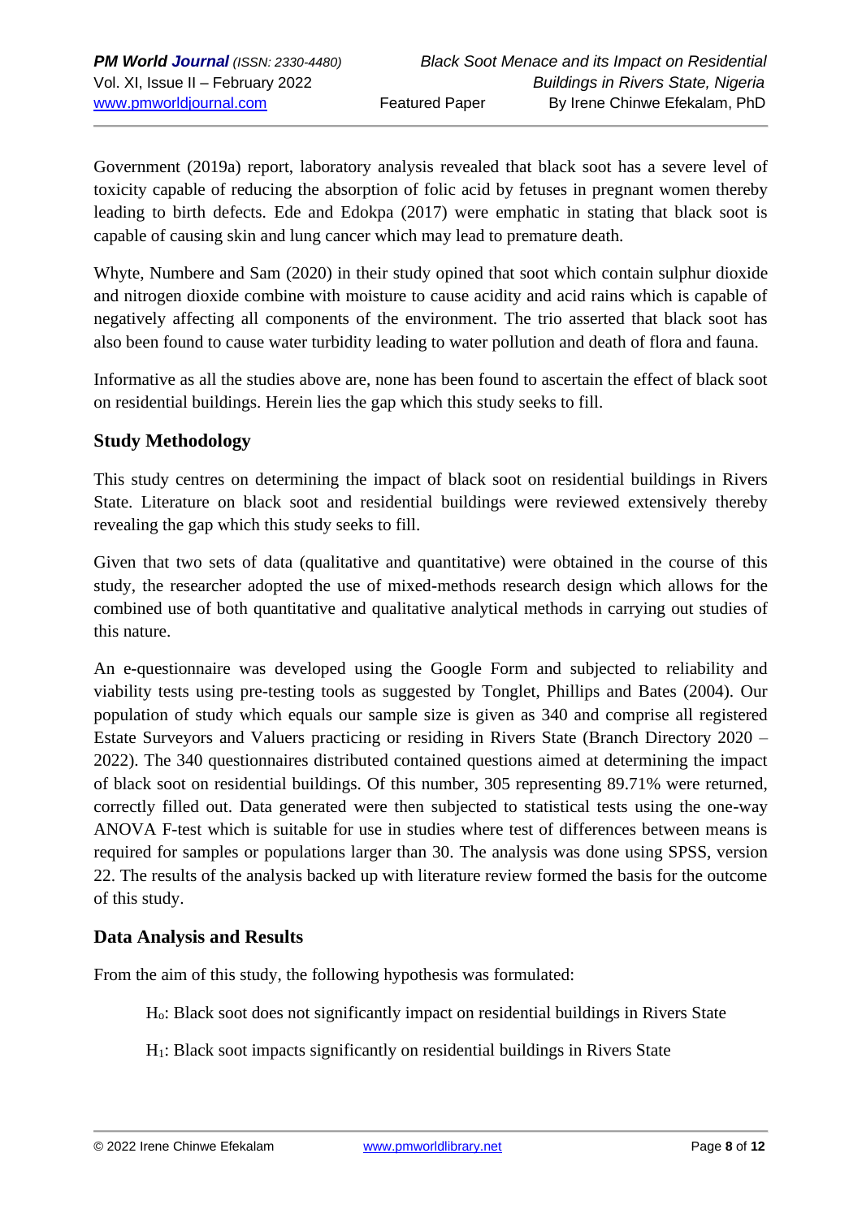Government (2019a) report, laboratory analysis revealed that black soot has a severe level of toxicity capable of reducing the absorption of folic acid by fetuses in pregnant women thereby leading to birth defects. Ede and Edokpa (2017) were emphatic in stating that black soot is capable of causing skin and lung cancer which may lead to premature death.

Whyte, Numbere and Sam (2020) in their study opined that soot which contain sulphur dioxide and nitrogen dioxide combine with moisture to cause acidity and acid rains which is capable of negatively affecting all components of the environment. The trio asserted that black soot has also been found to cause water turbidity leading to water pollution and death of flora and fauna.

Informative as all the studies above are, none has been found to ascertain the effect of black soot on residential buildings. Herein lies the gap which this study seeks to fill.

## Study Methodology

This study centres on determining the impact of black soot on residential buildings in Rivers State. Literature on black soot and residential buildings were reviewed extensively thereby revealing the gap which this study seeks to fill.

Given that two sets of data (qualitative and quantitative) were obtained in the course of this study, the researcher adopted the use of mixed-methods research design which allows for the combined use of both quantitative and qualitative analytical methods in carrying out studies of this nature.

An e-questionnaire was developed using the Google Form and subjected to reliability and viability tests using pre-testing tools as suggested by Tonglet, Phillips and Bates (2004). Our population of study which equals our sample size is given as 340 and comprise all registered Estate Surveyors and Valuers practicing or residing in Rivers State (Branch Directory 2020 – 2022). The 340 questionnaires distributed contained questions aimed at determining the impact of black soot on residential buildings. Of this number, 305 representing 89.71% were returned, correctly filled out. Data generated were then subjected to statistical tests using the one-way ANOVA F-test which is suitable for use in studies where test of differences between means is required for samples or populations larger than 30. The analysis was done using SPSS, version 22. The results of the analysis backed up with literature review formed the basis for the outcome of this study.

## Data Analysis and Results

From the aim of this study, the following hypothesis was formulated:

$H_o$: Black soot does not significantly impact on residential buildings in Rivers State

$H_1$: Black soot impacts significantly on residential buildings in Rivers State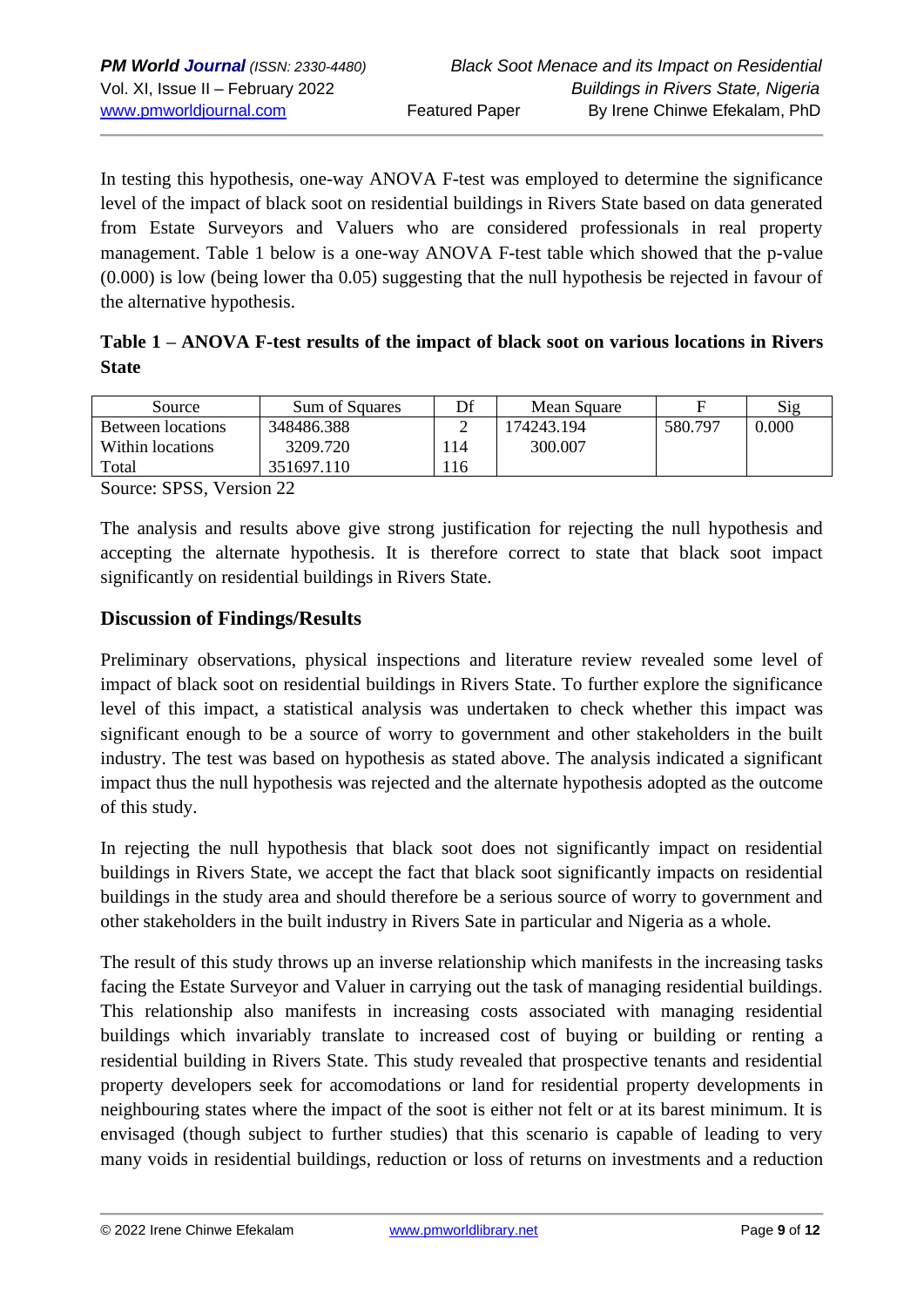In testing this hypothesis, one-way ANOVA F-test was employed to determine the significance level of the impact of black soot on residential buildings in Rivers State based on data generated from Estate Surveyors and Valuers who are considered professionals in real property management. Table 1 below is a one-way ANOVA F-test table which showed that the p-value (0.000) is low (being lower tha 0.05) suggesting that the null hypothesis be rejected in favour of the alternative hypothesis.

**Table 1 – ANOVA F-test results of the impact of black soot on various locations in Rivers State**

| Source | Sum of Squares | Df | Mean Square | F | Sig |
|---|---|---|---|---|---|
| Between locations | 348486.388 | 2 | 174243.194 | 580.797 | 0.000 |
| Within locations | 3209.720 | 114 | 300.007 | | |
| Total | 351697.110 | 116 | | | |

Source: SPSS, Version 22

The analysis and results above give strong justification for rejecting the null hypothesis and accepting the alternate hypothesis. It is therefore correct to state that black soot impact significantly on residential buildings in Rivers State.

## Discussion of Findings/Results

Preliminary observations, physical inspections and literature review revealed some level of impact of black soot on residential buildings in Rivers State. To further explore the significance level of this impact, a statistical analysis was undertaken to check whether this impact was significant enough to be a source of worry to government and other stakeholders in the built industry. The test was based on hypothesis as stated above. The analysis indicated a significant impact thus the null hypothesis was rejected and the alternate hypothesis adopted as the outcome of this study.

In rejecting the null hypothesis that black soot does not significantly impact on residential buildings in Rivers State, we accept the fact that black soot significantly impacts on residential buildings in the study area and should therefore be a serious source of worry to government and other stakeholders in the built industry in Rivers Sate in particular and Nigeria as a whole.

The result of this study throws up an inverse relationship which manifests in the increasing tasks facing the Estate Surveyor and Valuer in carrying out the task of managing residential buildings. This relationship also manifests in increasing costs associated with managing residential buildings which invariably translate to increased cost of buying or building or renting a residential building in Rivers State. This study revealed that prospective tenants and residential property developers seek for accomodations or land for residential property developments in neighbouring states where the impact of the soot is either not felt or at its barest minimum. It is envisaged (though subject to further studies) that this scenario is capable of leading to very many voids in residential buildings, reduction or loss of returns on investments and a reduction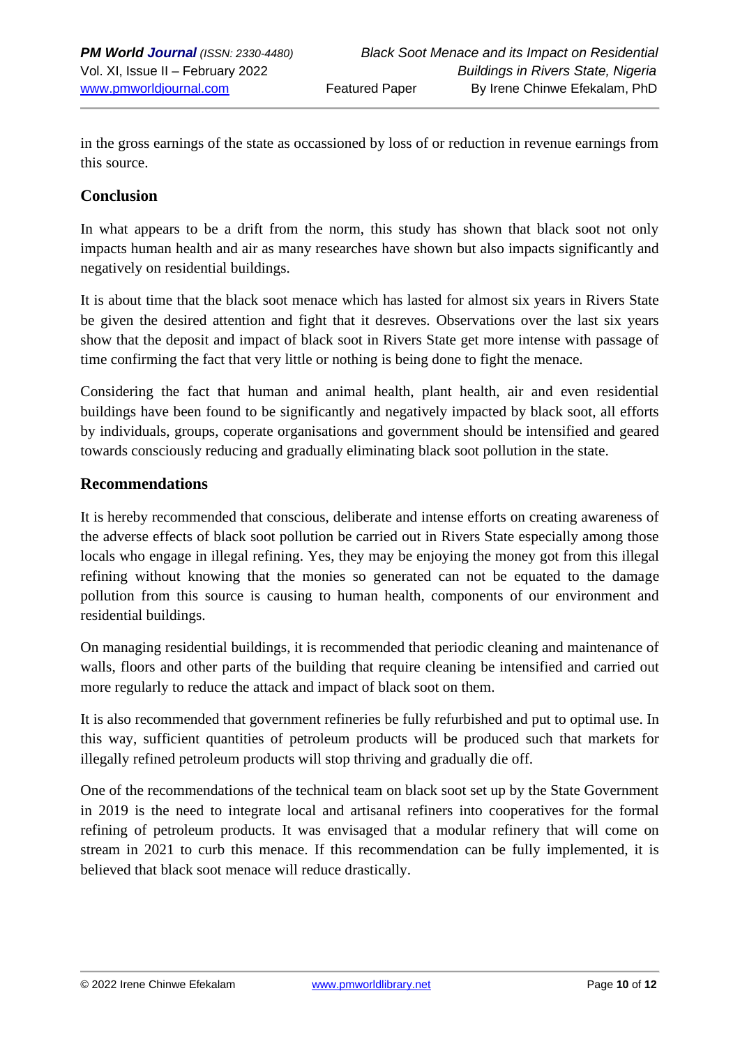in the gross earnings of the state as occassioned by loss of or reduction in revenue earnings from this source.

## Conclusion

In what appears to be a drift from the norm, this study has shown that black soot not only impacts human health and air as many researches have shown but also impacts significantly and negatively on residential buildings.

It is about time that the black soot menace which has lasted for almost six years in Rivers State be given the desired attention and fight that it desreves. Observations over the last six years show that the deposit and impact of black soot in Rivers State get more intense with passage of time confirming the fact that very little or nothing is being done to fight the menace.

Considering the fact that human and animal health, plant health, air and even residential buildings have been found to be significantly and negatively impacted by black soot, all efforts by individuals, groups, coperate organisations and government should be intensified and geared towards consciously reducing and gradually eliminating black soot pollution in the state.

## Recommendations

It is hereby recommended that conscious, deliberate and intense efforts on creating awareness of the adverse effects of black soot pollution be carried out in Rivers State especially among those locals who engage in illegal refining. Yes, they may be enjoying the money got from this illegal refining without knowing that the monies so generated can not be equated to the damage pollution from this source is causing to human health, components of our environment and residential buildings.

On managing residential buildings, it is recommended that periodic cleaning and maintenance of walls, floors and other parts of the building that require cleaning be intensified and carried out more regularly to reduce the attack and impact of black soot on them.

It is also recommended that government refineries be fully refurbished and put to optimal use. In this way, sufficient quantities of petroleum products will be produced such that markets for illegally refined petroleum products will stop thriving and gradually die off.

One of the recommendations of the technical team on black soot set up by the State Government in 2019 is the need to integrate local and artisanal refiners into cooperatives for the formal refining of petroleum products. It was envisaged that a modular refinery that will come on stream in 2021 to curb this menace. If this recommendation can be fully implemented, it is believed that black soot menace will reduce drastically.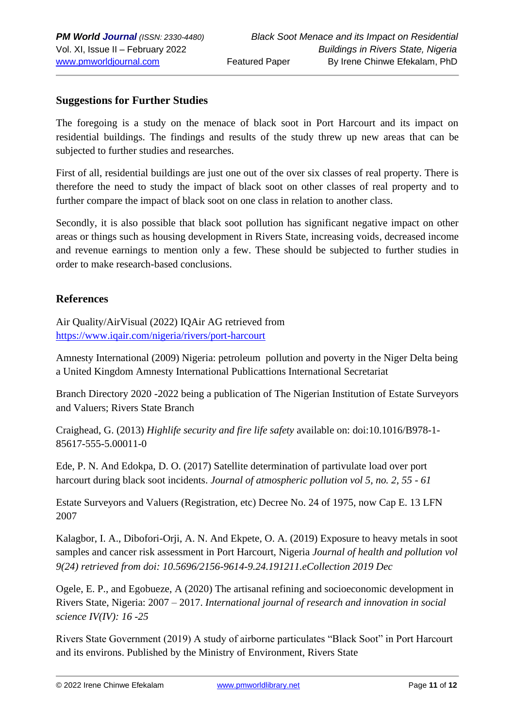## Suggestions for Further Studies

The foregoing is a study on the menace of black soot in Port Harcourt and its impact on residential buildings. The findings and results of the study threw up new areas that can be subjected to further studies and researches.

First of all, residential buildings are just one out of the over six classes of real property. There is therefore the need to study the impact of black soot on other classes of real property and to further compare the impact of black soot on one class in relation to another class.

Secondly, it is also possible that black soot pollution has significant negative impact on other areas or things such as housing development in Rivers State, increasing voids, decreased income and revenue earnings to mention only a few. These should be subjected to further studies in order to make research-based conclusions.

## References

Air Quality/AirVisual (2022) IQAir AG retrieved from https://www.iqair.com/nigeria/rivers/port-harcourt

Amnesty International (2009) Nigeria: petroleum pollution and poverty in the Niger Delta being a United Kingdom Amnesty International Publicattions International Secretariat

Branch Directory 2020 -2022 being a publication of The Nigerian Institution of Estate Surveyors and Valuers; Rivers State Branch

Craighead, G. (2013) *Highlife security and fire life safety* available on: doi:10.1016/B978-1-85617-555-5.00011-0

Ede, P. N. And Edokpa, D. O. (2017) Satellite determination of partivulate load over port harcourt during black soot incidents. *Journal of atmospheric pollution vol 5, no. 2, 55 - 61*

Estate Surveyors and Valuers (Registration, etc) Decree No. 24 of 1975, now Cap E. 13 LFN 2007

Kalagbor, I. A., Dibofori-Orji, A. N. And Ekpete, O. A. (2019) Exposure to heavy metals in soot samples and cancer risk assessment in Port Harcourt, Nigeria *Journal of health and pollution vol 9(24) retrieved from doi: 10.5696/2156-9614-9.24.191211.eCollection 2019 Dec*

Ogele, E. P., and Egobueze, A (2020) The artisanal refining and socioeconomic development in Rivers State, Nigeria: 2007 – 2017. *International journal of research and innovation in social science IV(IV): 16 -25*

Rivers State Government (2019) A study of airborne particulates "Black Soot" in Port Harcourt and its environs. Published by the Ministry of Environment, Rivers State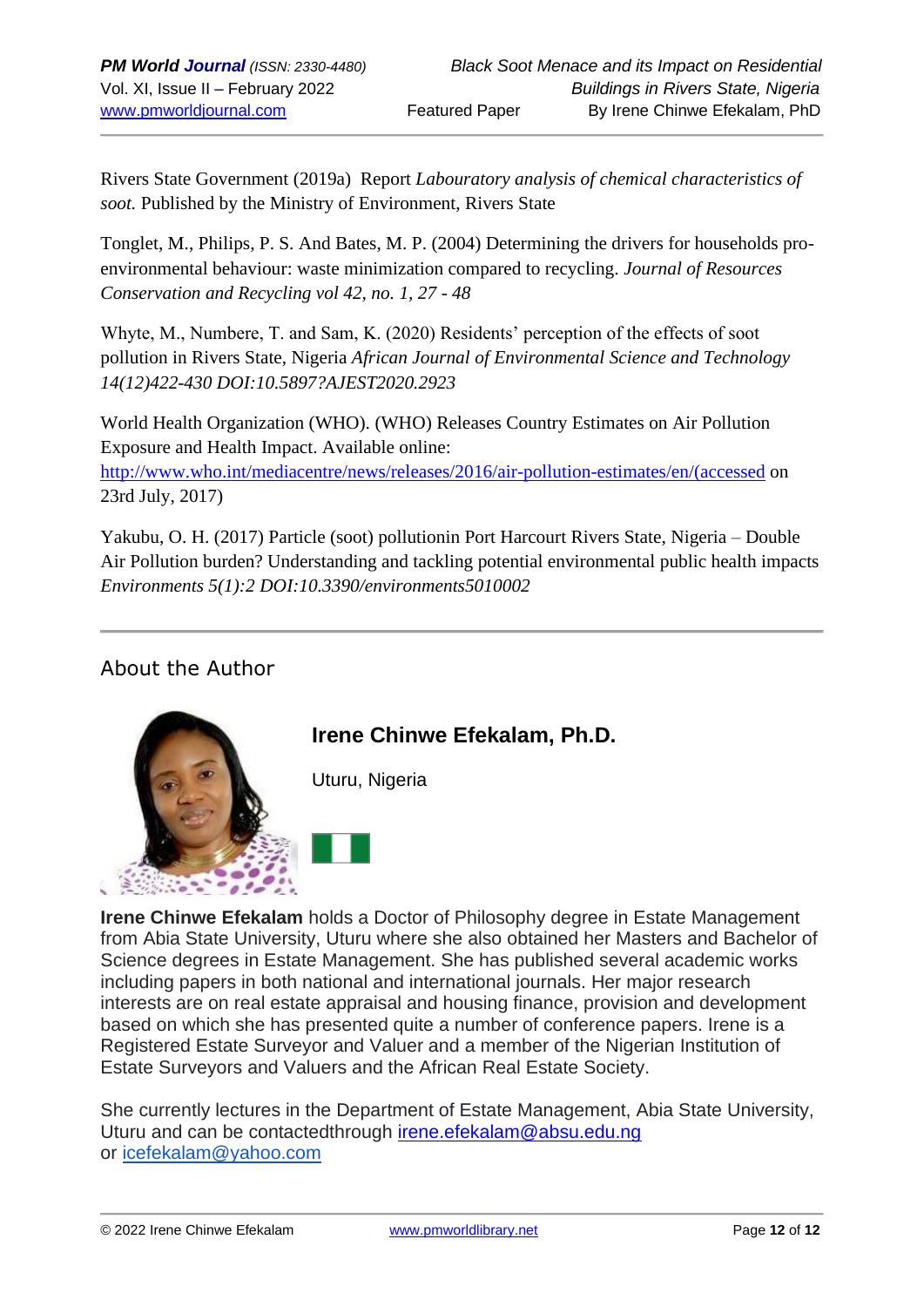Rivers State Government (2019a) Report *Labouratory analysis of chemical characteristics of soot.* Published by the Ministry of Environment, Rivers State

Tonglet, M., Philips, P. S. And Bates, M. P. (2004) Determining the drivers for households pro-environmental behaviour: waste minimization compared to recycling. *Journal of Resources Conservation and Recycling vol 42, no. 1, 27 - 48*

Whyte, M., Numbere, T. and Sam, K. (2020) Residents' perception of the effects of soot pollution in Rivers State, Nigeria *African Journal of Environmental Science and Technology 14(12)422-430 DOI:10.5897?AJEST2020.2923*

World Health Organization (WHO). (WHO) Releases Country Estimates on Air Pollution Exposure and Health Impact. Available online: http://www.who.int/mediacentre/news/releases/2016/air-pollution-estimates/en/(accessed on 23rd July, 2017)

Yakubu, O. H. (2017) Particle (soot) pollutionin Port Harcourt Rivers State, Nigeria – Double Air Pollution burden? Understanding and tackling potential environmental public health impacts *Environments 5(1):2 DOI:10.3390/environments5010002*

---

## About the Author

### Irene Chinwe Efekalam, Ph.D.

Uturu, Nigeria

**Irene Chinwe Efekalam** holds a Doctor of Philosophy degree in Estate Management from Abia State University, Uturu where she also obtained her Masters and Bachelor of Science degrees in Estate Management. She has published several academic works including papers in both national and international journals. Her major research interests are on real estate appraisal and housing finance, provision and development based on which she has presented quite a number of conference papers. Irene is a Registered Estate Surveyor and Valuer and a member of the Nigerian Institution of Estate Surveyors and Valuers and the African Real Estate Society.

She currently lectures in the Department of Estate Management, Abia State University, Uturu and can be contactedthrough irene.efekalam@absu.edu.ng or icefekalam@yahoo.com